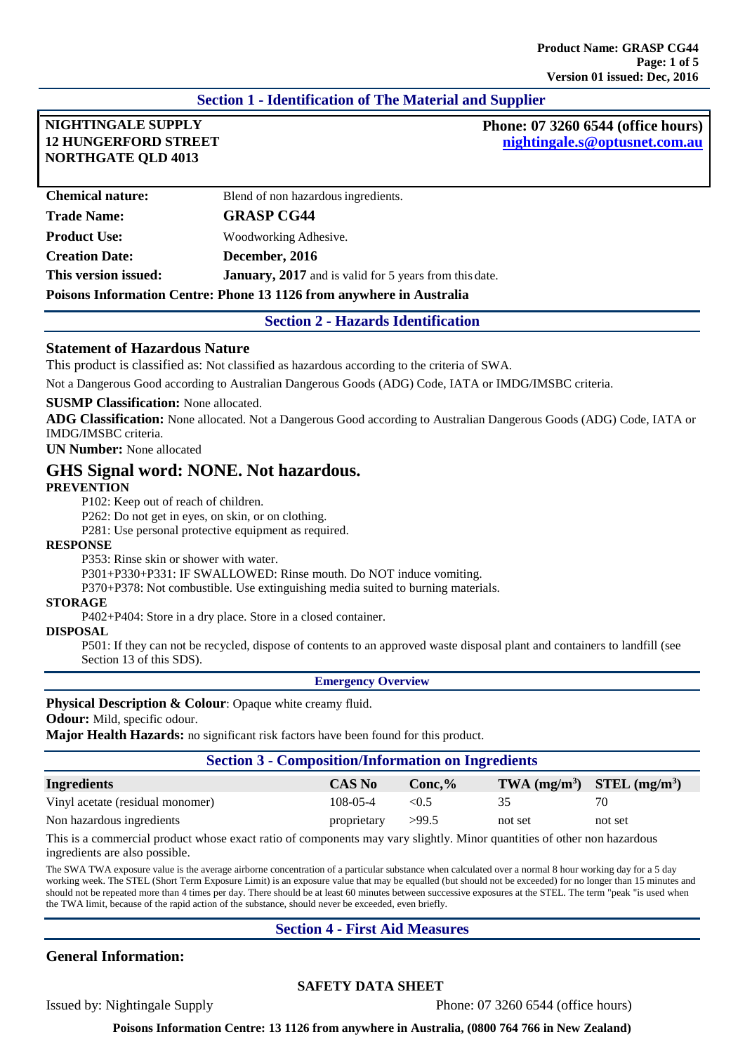## Section 1 - Identification of The Material and Supplier

**NIGHTINGALE SUPPLY**
**12 HUNGERFORD STREET**
**NORTHGATE QLD 4013**

**Phone: 07 3260 6544 (office hours)**
**nightingale.s@optusnet.com.au**

| | |
|---|---|
| **Chemical nature:** | Blend of non hazardous ingredients. |
| **Trade Name:** | **GRASP CG44** |
| **Product Use:** | Woodworking Adhesive. |
| **Creation Date:** | **December, 2016** |
| **This version issued:** | **January, 2017** and is valid for 5 years from this date. |

**Poisons Information Centre: Phone 13 1126 from anywhere in Australia**

## Section 2 - Hazards Identification

### Statement of Hazardous Nature

This product is classified as: Not classified as hazardous according to the criteria of SWA.

Not a Dangerous Good according to Australian Dangerous Goods (ADG) Code, IATA or IMDG/IMSBC criteria.

**SUSMP Classification:** None allocated.

**ADG Classification:** None allocated. Not a Dangerous Good according to Australian Dangerous Goods (ADG) Code, IATA or IMDG/IMSBC criteria.

**UN Number:** None allocated

## GHS Signal word: NONE. Not hazardous.

**PREVENTION**

P102: Keep out of reach of children.
P262: Do not get in eyes, on skin, or on clothing.
P281: Use personal protective equipment as required.

**RESPONSE**

P353: Rinse skin or shower with water.
P301+P330+P331: IF SWALLOWED: Rinse mouth. Do NOT induce vomiting.
P370+P378: Not combustible. Use extinguishing media suited to burning materials.

**STORAGE**

P402+P404: Store in a dry place. Store in a closed container.

**DISPOSAL**

P501: If they can not be recycled, dispose of contents to an approved waste disposal plant and containers to landfill (see Section 13 of this SDS).

### Emergency Overview

**Physical Description & Colour**: Opaque white creamy fluid.

**Odour:** Mild, specific odour.

**Major Health Hazards:** no significant risk factors have been found for this product.

## Section 3 - Composition/Information on Ingredients

| Ingredients | CAS No | Conc,% | TWA ($mg/m^3$) | STEL ($mg/m^3$) |
|---|---|---|---|---|
| Vinyl acetate (residual monomer) | 108-05-4 | <0.5 | 35 | 70 |
| Non hazardous ingredients | proprietary | >99.5 | not set | not set |

This is a commercial product whose exact ratio of components may vary slightly. Minor quantities of other non hazardous ingredients are also possible.

The SWA TWA exposure value is the average airborne concentration of a particular substance when calculated over a normal 8 hour working day for a 5 day working week. The STEL (Short Term Exposure Limit) is an exposure value that may be equalled (but should not be exceeded) for no longer than 15 minutes and should not be repeated more than 4 times per day. There should be at least 60 minutes between successive exposures at the STEL. The term "peak "is used when the TWA limit, because of the rapid action of the substance, should never be exceeded, even briefly.

## Section 4 - First Aid Measures

### General Information: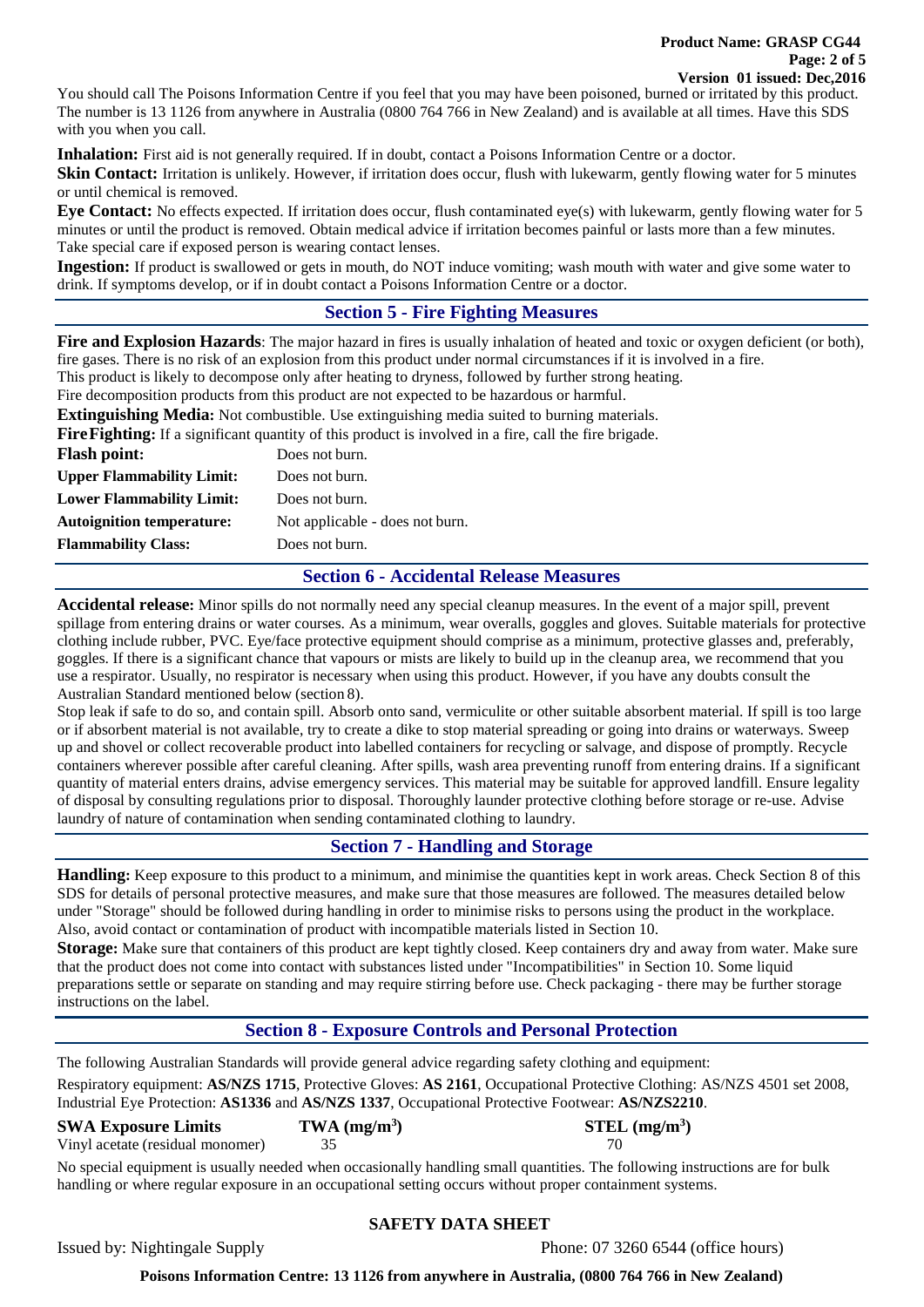You should call The Poisons Information Centre if you feel that you may have been poisoned, burned or irritated by this product. The number is 13 1126 from anywhere in Australia (0800 764 766 in New Zealand) and is available at all times. Have this SDS with you when you call.

**Inhalation:** First aid is not generally required. If in doubt, contact a Poisons Information Centre or a doctor.

**Skin Contact:** Irritation is unlikely. However, if irritation does occur, flush with lukewarm, gently flowing water for 5 minutes or until chemical is removed.

**Eye Contact:** No effects expected. If irritation does occur, flush contaminated eye(s) with lukewarm, gently flowing water for 5 minutes or until the product is removed. Obtain medical advice if irritation becomes painful or lasts more than a few minutes. Take special care if exposed person is wearing contact lenses.

**Ingestion:** If product is swallowed or gets in mouth, do NOT induce vomiting; wash mouth with water and give some water to drink. If symptoms develop, or if in doubt contact a Poisons Information Centre or a doctor.

## Section 5 - Fire Fighting Measures

**Fire and Explosion Hazards**: The major hazard in fires is usually inhalation of heated and toxic or oxygen deficient (or both), fire gases. There is no risk of an explosion from this product under normal circumstances if it is involved in a fire.
This product is likely to decompose only after heating to dryness, followed by further strong heating.
Fire decomposition products from this product are not expected to be hazardous or harmful.

**Extinguishing Media:** Not combustible. Use extinguishing media suited to burning materials.

**Fire Fighting:** If a significant quantity of this product is involved in a fire, call the fire brigade.

| | |
|---|---|
| **Flash point:** | Does not burn. |
| **Upper Flammability Limit:** | Does not burn. |
| **Lower Flammability Limit:** | Does not burn. |
| **Autoignition temperature:** | Not applicable - does not burn. |
| **Flammability Class:** | Does not burn. |

## Section 6 - Accidental Release Measures

**Accidental release:** Minor spills do not normally need any special cleanup measures. In the event of a major spill, prevent spillage from entering drains or water courses. As a minimum, wear overalls, goggles and gloves. Suitable materials for protective clothing include rubber, PVC. Eye/face protective equipment should comprise as a minimum, protective glasses and, preferably, goggles. If there is a significant chance that vapours or mists are likely to build up in the cleanup area, we recommend that you use a respirator. Usually, no respirator is necessary when using this product. However, if you have any doubts consult the Australian Standard mentioned below (section 8).

Stop leak if safe to do so, and contain spill. Absorb onto sand, vermiculite or other suitable absorbent material. If spill is too large or if absorbent material is not available, try to create a dike to stop material spreading or going into drains or waterways. Sweep up and shovel or collect recoverable product into labelled containers for recycling or salvage, and dispose of promptly. Recycle containers wherever possible after careful cleaning. After spills, wash area preventing runoff from entering drains. If a significant quantity of material enters drains, advise emergency services. This material may be suitable for approved landfill. Ensure legality of disposal by consulting regulations prior to disposal. Thoroughly launder protective clothing before storage or re-use. Advise laundry of nature of contamination when sending contaminated clothing to laundry.

## Section 7 - Handling and Storage

**Handling:** Keep exposure to this product to a minimum, and minimise the quantities kept in work areas. Check Section 8 of this SDS for details of personal protective measures, and make sure that those measures are followed. The measures detailed below under "Storage" should be followed during handling in order to minimise risks to persons using the product in the workplace. Also, avoid contact or contamination of product with incompatible materials listed in Section 10.

**Storage:** Make sure that containers of this product are kept tightly closed. Keep containers dry and away from water. Make sure that the product does not come into contact with substances listed under "Incompatibilities" in Section 10. Some liquid preparations settle or separate on standing and may require stirring before use. Check packaging - there may be further storage instructions on the label.

## Section 8 - Exposure Controls and Personal Protection

The following Australian Standards will provide general advice regarding safety clothing and equipment:

Respiratory equipment: **AS/NZS 1715**, Protective Gloves: **AS 2161**, Occupational Protective Clothing: AS/NZS 4501 set 2008, Industrial Eye Protection: **AS1336** and **AS/NZS 1337**, Occupational Protective Footwear: **AS/NZS2210**.

| **SWA Exposure Limits** | **TWA ($mg/m^3$)** | **STEL ($mg/m^3$)** |
|---|---|---|
| Vinyl acetate (residual monomer) | 35 | 70 |

No special equipment is usually needed when occasionally handling small quantities. The following instructions are for bulk handling or where regular exposure in an occupational setting occurs without proper containment systems.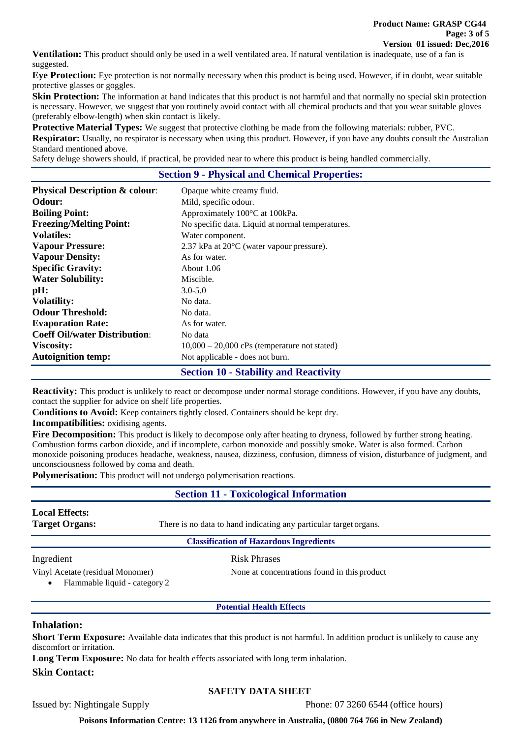**Ventilation:** This product should only be used in a well ventilated area. If natural ventilation is inadequate, use of a fan is suggested.

**Eye Protection:** Eye protection is not normally necessary when this product is being used. However, if in doubt, wear suitable protective glasses or goggles.

**Skin Protection:** The information at hand indicates that this product is not harmful and that normally no special skin protection is necessary. However, we suggest that you routinely avoid contact with all chemical products and that you wear suitable gloves (preferably elbow-length) when skin contact is likely.

**Protective Material Types:** We suggest that protective clothing be made from the following materials: rubber, PVC.

**Respirator:** Usually, no respirator is necessary when using this product. However, if you have any doubts consult the Australian Standard mentioned above.

Safety deluge showers should, if practical, be provided near to where this product is being handled commercially.

## Section 9 - Physical and Chemical Properties:

| | |
|---|---|
| **Physical Description & colour**: | Opaque white creamy fluid. |
| **Odour:** | Mild, specific odour. |
| **Boiling Point:** | Approximately 100°C at 100kPa. |
| **Freezing/Melting Point:** | No specific data. Liquid at normal temperatures. |
| **Volatiles:** | Water component. |
| **Vapour Pressure:** | 2.37 kPa at 20°C (water vapour pressure). |
| **Vapour Density:** | As for water. |
| **Specific Gravity:** | About 1.06 |
| **Water Solubility:** | Miscible. |
| **pH:** | 3.0-5.0 |
| **Volatility:** | No data. |
| **Odour Threshold:** | No data. |
| **Evaporation Rate:** | As for water. |
| **Coeff Oil/water Distribution**: | No data |
| **Viscosity:** | 10,000 – 20,000 cPs (temperature not stated) |
| **Autoignition temp:** | Not applicable - does not burn. |

## Section 10 - Stability and Reactivity

**Reactivity:** This product is unlikely to react or decompose under normal storage conditions. However, if you have any doubts, contact the supplier for advice on shelf life properties.

**Conditions to Avoid:** Keep containers tightly closed. Containers should be kept dry.

**Incompatibilities:** oxidising agents.

**Fire Decomposition:** This product is likely to decompose only after heating to dryness, followed by further strong heating. Combustion forms carbon dioxide, and if incomplete, carbon monoxide and possibly smoke. Water is also formed. Carbon monoxide poisoning produces headache, weakness, nausea, dizziness, confusion, dimness of vision, disturbance of judgment, and unconsciousness followed by coma and death.

**Polymerisation:** This product will not undergo polymerisation reactions.

## Section 11 - Toxicological Information

**Local Effects:**

**Target Organs:** There is no data to hand indicating any particular target organs.

### Classification of Hazardous Ingredients

| Ingredient | Risk Phrases |
|---|---|
| Vinyl Acetate (residual Monomer)<br>• Flammable liquid - category 2 | None at concentrations found in this product |

### Potential Health Effects

### Inhalation:

**Short Term Exposure:** Available data indicates that this product is not harmful. In addition product is unlikely to cause any discomfort or irritation.

**Long Term Exposure:** No data for health effects associated with long term inhalation.

### Skin Contact: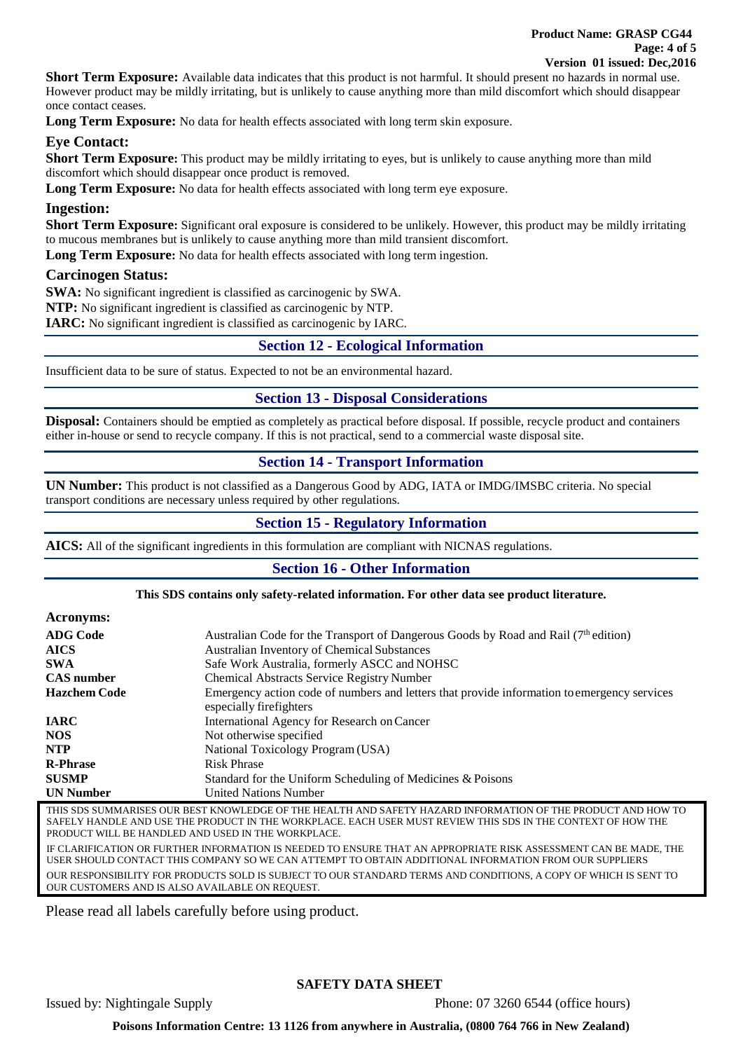**Short Term Exposure:** Available data indicates that this product is not harmful. It should present no hazards in normal use. However product may be mildly irritating, but is unlikely to cause anything more than mild discomfort which should disappear once contact ceases.

**Long Term Exposure:** No data for health effects associated with long term skin exposure.

### Eye Contact:

**Short Term Exposure:** This product may be mildly irritating to eyes, but is unlikely to cause anything more than mild discomfort which should disappear once product is removed.

**Long Term Exposure:** No data for health effects associated with long term eye exposure.

### Ingestion:

**Short Term Exposure:** Significant oral exposure is considered to be unlikely. However, this product may be mildly irritating to mucous membranes but is unlikely to cause anything more than mild transient discomfort.

**Long Term Exposure:** No data for health effects associated with long term ingestion.

### Carcinogen Status:

**SWA:** No significant ingredient is classified as carcinogenic by SWA.

**NTP:** No significant ingredient is classified as carcinogenic by NTP.

**IARC:** No significant ingredient is classified as carcinogenic by IARC.

## Section 12 - Ecological Information

Insufficient data to be sure of status. Expected to not be an environmental hazard.

## Section 13 - Disposal Considerations

**Disposal:** Containers should be emptied as completely as practical before disposal. If possible, recycle product and containers either in-house or send to recycle company. If this is not practical, send to a commercial waste disposal site.

## Section 14 - Transport Information

**UN Number:** This product is not classified as a Dangerous Good by ADG, IATA or IMDG/IMSBC criteria. No special transport conditions are necessary unless required by other regulations.

## Section 15 - Regulatory Information

**AICS:** All of the significant ingredients in this formulation are compliant with NICNAS regulations.

## Section 16 - Other Information

**This SDS contains only safety-related information. For other data see product literature.**

### Acronyms:

| | |
|---|---|
| **ADG Code** | Australian Code for the Transport of Dangerous Goods by Road and Rail (7th edition) |
| **AICS** | Australian Inventory of Chemical Substances |
| **SWA** | Safe Work Australia, formerly ASCC and NOHSC |
| **CAS number** | Chemical Abstracts Service Registry Number |
| **Hazchem Code** | Emergency action code of numbers and letters that provide information to emergency services especially firefighters |
| **IARC** | International Agency for Research on Cancer |
| **NOS** | Not otherwise specified |
| **NTP** | National Toxicology Program (USA) |
| **R-Phrase** | Risk Phrase |
| **SUSMP** | Standard for the Uniform Scheduling of Medicines & Poisons |
| **UN Number** | United Nations Number |

THIS SDS SUMMARISES OUR BEST KNOWLEDGE OF THE HEALTH AND SAFETY HAZARD INFORMATION OF THE PRODUCT AND HOW TO SAFELY HANDLE AND USE THE PRODUCT IN THE WORKPLACE. EACH USER MUST REVIEW THIS SDS IN THE CONTEXT OF HOW THE PRODUCT WILL BE HANDLED AND USED IN THE WORKPLACE.

IF CLARIFICATION OR FURTHER INFORMATION IS NEEDED TO ENSURE THAT AN APPROPRIATE RISK ASSESSMENT CAN BE MADE, THE USER SHOULD CONTACT THIS COMPANY SO WE CAN ATTEMPT TO OBTAIN ADDITIONAL INFORMATION FROM OUR SUPPLIERS

OUR RESPONSIBILITY FOR PRODUCTS SOLD IS SUBJECT TO OUR STANDARD TERMS AND CONDITIONS, A COPY OF WHICH IS SENT TO OUR CUSTOMERS AND IS ALSO AVAILABLE ON REQUEST.

Please read all labels carefully before using product.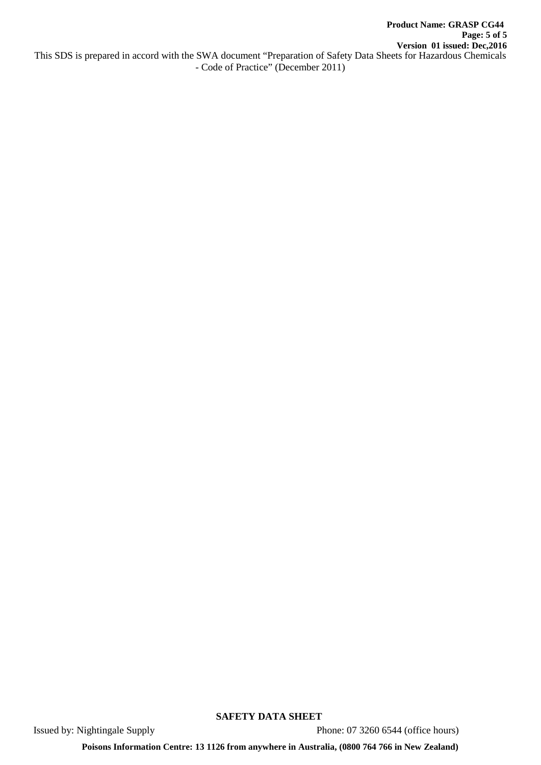This SDS is prepared in accord with the SWA document "Preparation of Safety Data Sheets for Hazardous Chemicals - Code of Practice" (December 2011)